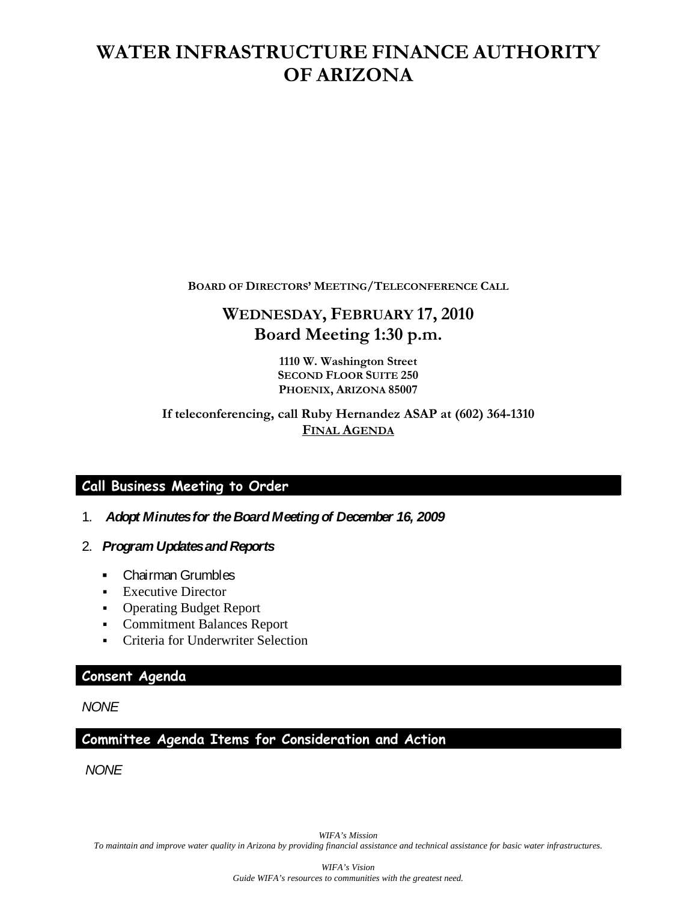# WATER INFRASTRUCTURE FINANCE AUTHORITY OF ARIZONA

**BOARD OF DIRECTORS' MEETING/TELECONFERENCE CALL**

## WEDNESDAY, FEBRUARY 17, 2010
## Board Meeting 1:30 p.m.

**1110 W. Washington Street**
**SECOND FLOOR SUITE 250**
**PHOENIX, ARIZONA 85007**

**If teleconferencing, call Ruby Hernandez ASAP at (602) 364-1310**
**FINAL AGENDA**

### Call Business Meeting to Order

1. ***Adopt Minutes for the Board Meeting of December 16, 2009***

2. ***Program Updates and Reports***

   - Chairman Grumbles
   - Executive Director
   - Operating Budget Report
   - Commitment Balances Report
   - Criteria for Underwriter Selection

### Consent Agenda

*NONE*

### Committee Agenda Items for Consideration and Action

*NONE*

*WIFA's Mission*
*To maintain and improve water quality in Arizona by providing financial assistance and technical assistance for basic water infrastructures.*

*WIFA's Vision*
*Guide WIFA's resources to communities with the greatest need.*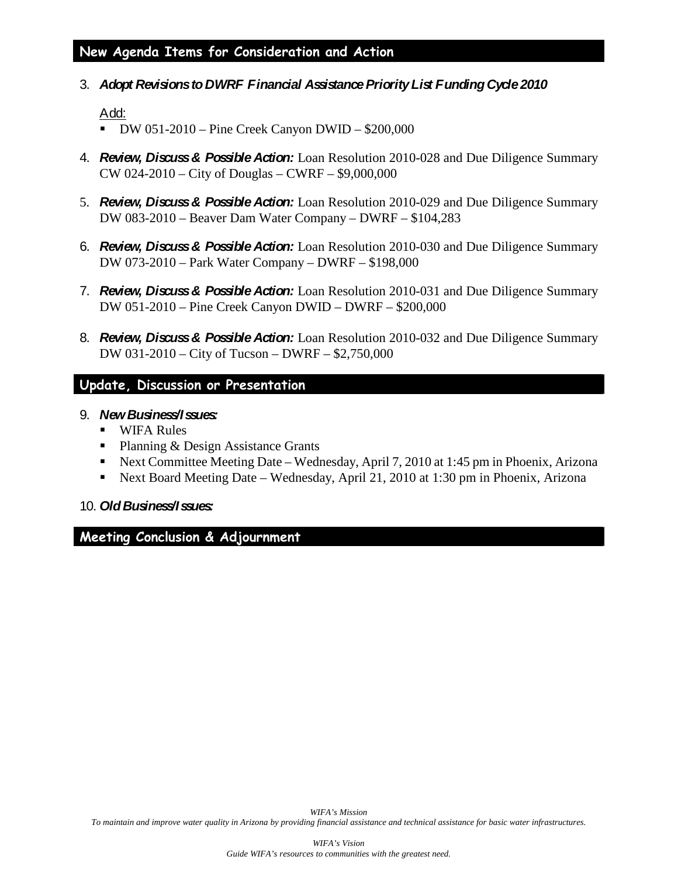## New Agenda Items for Consideration and Action

3. ***Adopt Revisions to DWRF Financial Assistance Priority List Funding Cycle 2010***

   Add:
   - DW 051-2010 – Pine Creek Canyon DWID – $200,000

4. ***Review, Discuss & Possible Action:*** Loan Resolution 2010-028 and Due Diligence Summary CW 024-2010 – City of Douglas – CWRF – $9,000,000

5. ***Review, Discuss & Possible Action:*** Loan Resolution 2010-029 and Due Diligence Summary DW 083-2010 – Beaver Dam Water Company – DWRF – $104,283

6. ***Review, Discuss & Possible Action:*** Loan Resolution 2010-030 and Due Diligence Summary DW 073-2010 – Park Water Company – DWRF – $198,000

7. ***Review, Discuss & Possible Action:*** Loan Resolution 2010-031 and Due Diligence Summary DW 051-2010 – Pine Creek Canyon DWID – DWRF – $200,000

8. ***Review, Discuss & Possible Action:*** Loan Resolution 2010-032 and Due Diligence Summary DW 031-2010 – City of Tucson – DWRF – $2,750,000

## Update, Discussion or Presentation

9. ***New Business/Issues:***
   - WIFA Rules
   - Planning & Design Assistance Grants
   - Next Committee Meeting Date – Wednesday, April 7, 2010 at 1:45 pm in Phoenix, Arizona
   - Next Board Meeting Date – Wednesday, April 21, 2010 at 1:30 pm in Phoenix, Arizona

10. ***Old Business/Issues:***

## Meeting Conclusion & Adjournment

*WIFA's Mission*

*To maintain and improve water quality in Arizona by providing financial assistance and technical assistance for basic water infrastructures.*

*WIFA's Vision*

*Guide WIFA's resources to communities with the greatest need.*